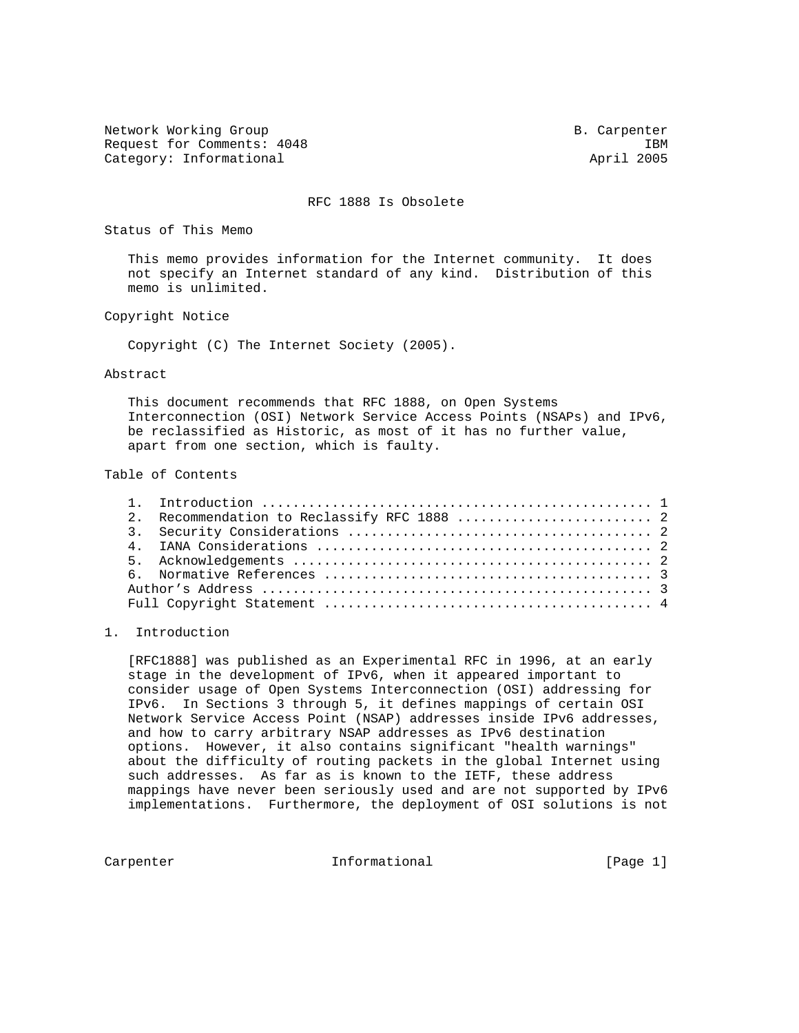Network Working Group B. Carpenter
Request for Comments: 4048 IBM
Category: Informational April 2005

# RFC 1888 Is Obsolete

## Status of This Memo

This memo provides information for the Internet community. It does not specify an Internet standard of any kind. Distribution of this memo is unlimited.

## Copyright Notice

Copyright (C) The Internet Society (2005).

## Abstract

This document recommends that RFC 1888, on Open Systems Interconnection (OSI) Network Service Access Points (NSAPs) and IPv6, be reclassified as Historic, as most of it has no further value, apart from one section, which is faulty.

## Table of Contents

1. Introduction ................................................. 1
2. Recommendation to Reclassify RFC 1888 ......................... 2
3. Security Considerations ...................................... 2
4. IANA Considerations .......................................... 2
5. Acknowledgements ............................................. 2
6. Normative References ......................................... 3

Author's Address ................................................. 3
Full Copyright Statement ......................................... 4

## 1. Introduction

[RFC1888] was published as an Experimental RFC in 1996, at an early stage in the development of IPv6, when it appeared important to consider usage of Open Systems Interconnection (OSI) addressing for IPv6. In Sections 3 through 5, it defines mappings of certain OSI Network Service Access Point (NSAP) addresses inside IPv6 addresses, and how to carry arbitrary NSAP addresses as IPv6 destination options. However, it also contains significant "health warnings" about the difficulty of routing packets in the global Internet using such addresses. As far as is known to the IETF, these address mappings have never been seriously used and are not supported by IPv6 implementations. Furthermore, the deployment of OSI solutions is not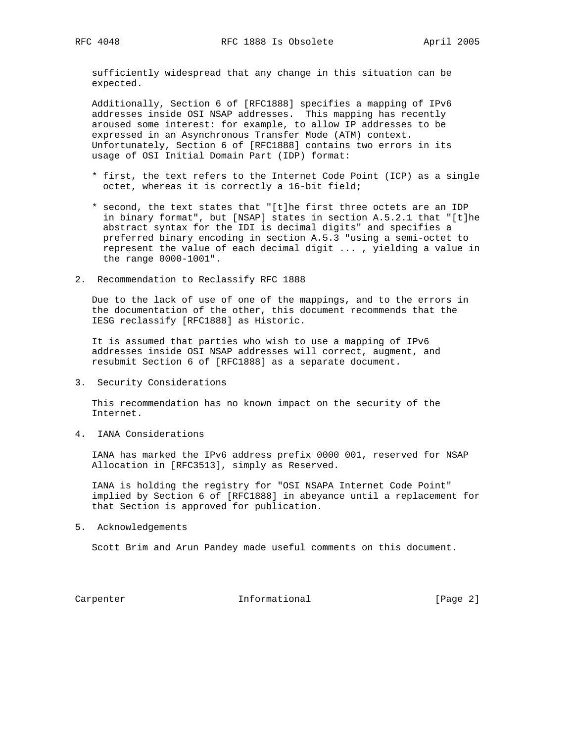sufficiently widespread that any change in this situation can be expected.

Additionally, Section 6 of [RFC1888] specifies a mapping of IPv6 addresses inside OSI NSAP addresses. This mapping has recently aroused some interest: for example, to allow IP addresses to be expressed in an Asynchronous Transfer Mode (ATM) context. Unfortunately, Section 6 of [RFC1888] contains two errors in its usage of OSI Initial Domain Part (IDP) format:

* first, the text refers to the Internet Code Point (ICP) as a single octet, whereas it is correctly a 16-bit field;
* second, the text states that "[t]he first three octets are an IDP in binary format", but [NSAP] states in section A.5.2.1 that "[t]he abstract syntax for the IDI is decimal digits" and specifies a preferred binary encoding in section A.5.3 "using a semi-octet to represent the value of each decimal digit ... , yielding a value in the range 0000-1001".

## 2. Recommendation to Reclassify RFC 1888

Due to the lack of use of one of the mappings, and to the errors in the documentation of the other, this document recommends that the IESG reclassify [RFC1888] as Historic.

It is assumed that parties who wish to use a mapping of IPv6 addresses inside OSI NSAP addresses will correct, augment, and resubmit Section 6 of [RFC1888] as a separate document.

## 3. Security Considerations

This recommendation has no known impact on the security of the Internet.

## 4. IANA Considerations

IANA has marked the IPv6 address prefix 0000 001, reserved for NSAP Allocation in [RFC3513], simply as Reserved.

IANA is holding the registry for "OSI NSAPA Internet Code Point" implied by Section 6 of [RFC1888] in abeyance until a replacement for that Section is approved for publication.

## 5. Acknowledgements

Scott Brim and Arun Pandey made useful comments on this document.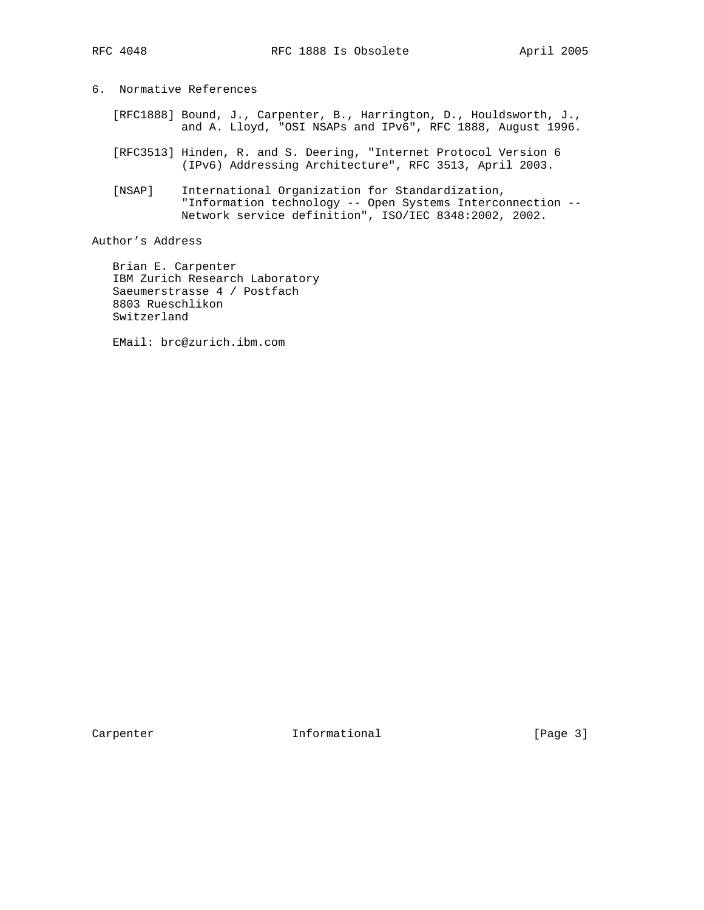## 6. Normative References

[RFC1888] Bound, J., Carpenter, B., Harrington, D., Houldsworth, J., and A. Lloyd, "OSI NSAPs and IPv6", RFC 1888, August 1996.

[RFC3513] Hinden, R. and S. Deering, "Internet Protocol Version 6 (IPv6) Addressing Architecture", RFC 3513, April 2003.

[NSAP] International Organization for Standardization, "Information technology -- Open Systems Interconnection -- Network service definition", ISO/IEC 8348:2002, 2002.

## Author's Address

Brian E. Carpenter
IBM Zurich Research Laboratory
Saeumerstrasse 4 / Postfach
8803 Rueschlikon
Switzerland

EMail: brc@zurich.ibm.com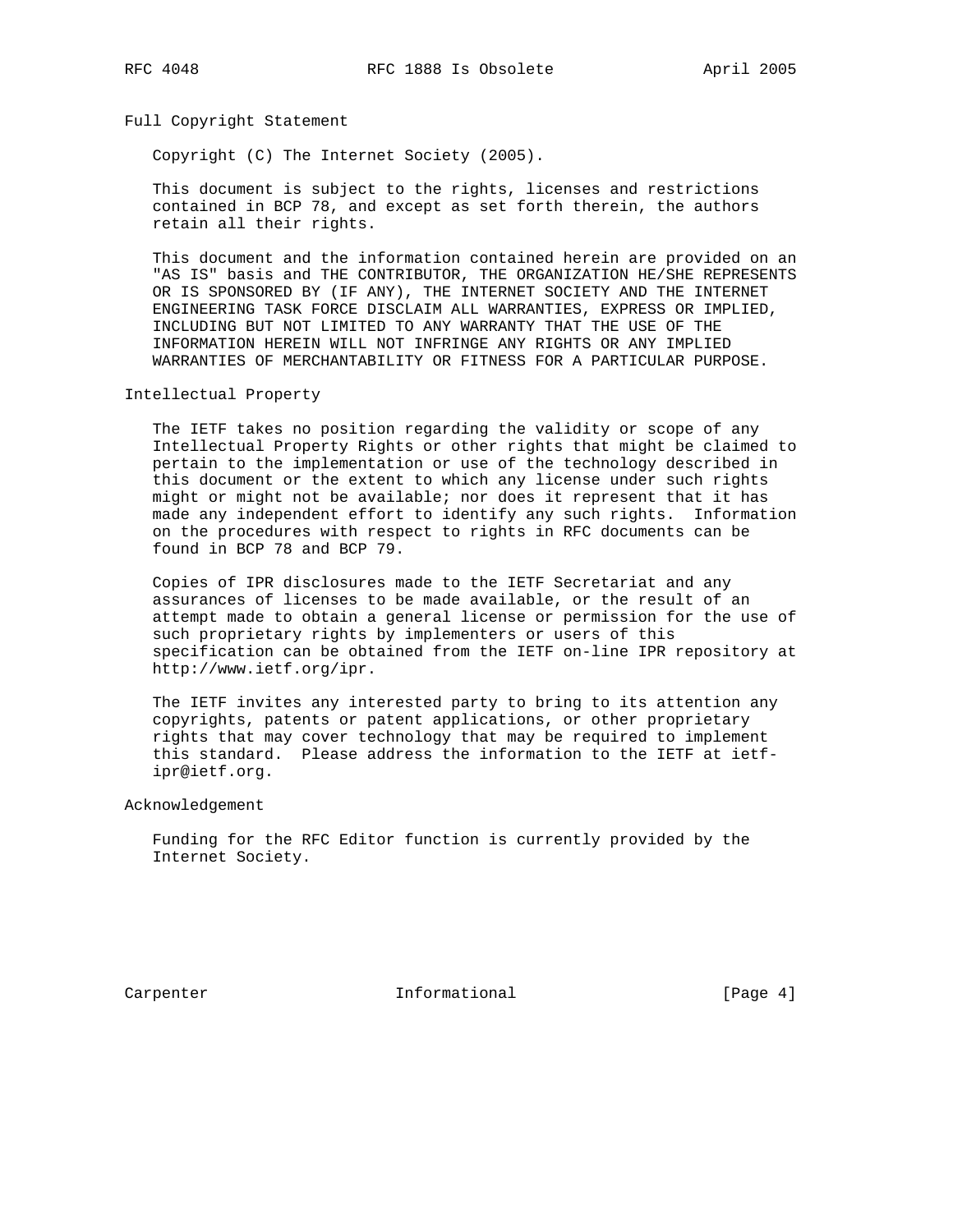## Full Copyright Statement

Copyright (C) The Internet Society (2005).

This document is subject to the rights, licenses and restrictions contained in BCP 78, and except as set forth therein, the authors retain all their rights.

This document and the information contained herein are provided on an "AS IS" basis and THE CONTRIBUTOR, THE ORGANIZATION HE/SHE REPRESENTS OR IS SPONSORED BY (IF ANY), THE INTERNET SOCIETY AND THE INTERNET ENGINEERING TASK FORCE DISCLAIM ALL WARRANTIES, EXPRESS OR IMPLIED, INCLUDING BUT NOT LIMITED TO ANY WARRANTY THAT THE USE OF THE INFORMATION HEREIN WILL NOT INFRINGE ANY RIGHTS OR ANY IMPLIED WARRANTIES OF MERCHANTABILITY OR FITNESS FOR A PARTICULAR PURPOSE.

## Intellectual Property

The IETF takes no position regarding the validity or scope of any Intellectual Property Rights or other rights that might be claimed to pertain to the implementation or use of the technology described in this document or the extent to which any license under such rights might or might not be available; nor does it represent that it has made any independent effort to identify any such rights. Information on the procedures with respect to rights in RFC documents can be found in BCP 78 and BCP 79.

Copies of IPR disclosures made to the IETF Secretariat and any assurances of licenses to be made available, or the result of an attempt made to obtain a general license or permission for the use of such proprietary rights by implementers or users of this specification can be obtained from the IETF on-line IPR repository at http://www.ietf.org/ipr.

The IETF invites any interested party to bring to its attention any copyrights, patents or patent applications, or other proprietary rights that may cover technology that may be required to implement this standard. Please address the information to the IETF at ietf-ipr@ietf.org.

## Acknowledgement

Funding for the RFC Editor function is currently provided by the Internet Society.